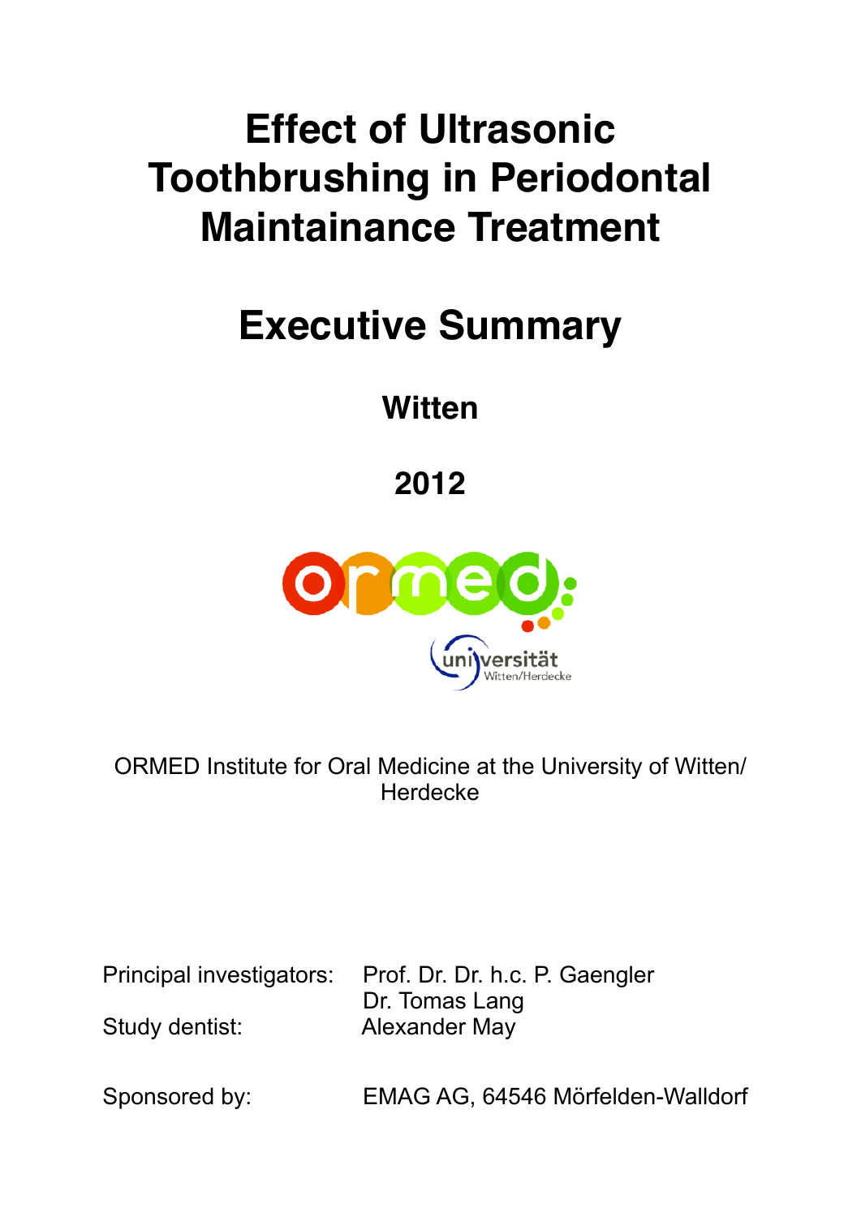# Effect of Ultrasonic Toothbrushing in Periodontal Maintainance Treatment

## Executive Summary

### Witten

### 2012

ORMED Institute for Oral Medicine at the University of Witten/ Herdecke

Principal investigators: Prof. Dr. Dr. h.c. P. Gaengler
Dr. Tomas Lang

Study dentist: Alexander May

Sponsored by: EMAG AG, 64546 Mörfelden-Walldorf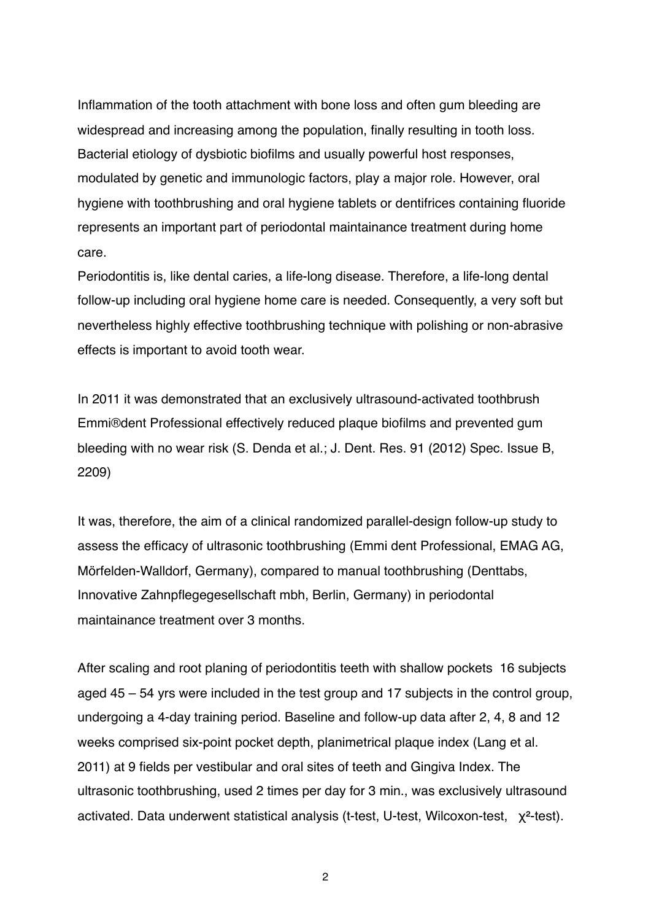Inflammation of the tooth attachment with bone loss and often gum bleeding are widespread and increasing among the population, finally resulting in tooth loss. Bacterial etiology of dysbiotic biofilms and usually powerful host responses, modulated by genetic and immunologic factors, play a major role. However, oral hygiene with toothbrushing and oral hygiene tablets or dentifrices containing fluoride represents an important part of periodontal maintainance treatment during home care.

Periodontitis is, like dental caries, a life-long disease. Therefore, a life-long dental follow-up including oral hygiene home care is needed. Consequently, a very soft but nevertheless highly effective toothbrushing technique with polishing or non-abrasive effects is important to avoid tooth wear.

In 2011 it was demonstrated that an exclusively ultrasound-activated toothbrush Emmi®dent Professional effectively reduced plaque biofilms and prevented gum bleeding with no wear risk (S. Denda et al.; J. Dent. Res. 91 (2012) Spec. Issue B, 2209)

It was, therefore, the aim of a clinical randomized parallel-design follow-up study to assess the efficacy of ultrasonic toothbrushing (Emmi dent Professional, EMAG AG, Mörfelden-Walldorf, Germany), compared to manual toothbrushing (Denttabs, Innovative Zahnpflegegesellschaft mbh, Berlin, Germany) in periodontal maintainance treatment over 3 months.

After scaling and root planing of periodontitis teeth with shallow pockets 16 subjects aged 45 – 54 yrs were included in the test group and 17 subjects in the control group, undergoing a 4-day training period. Baseline and follow-up data after 2, 4, 8 and 12 weeks comprised six-point pocket depth, planimetrical plaque index (Lang et al. 2011) at 9 fields per vestibular and oral sites of teeth and Gingiva Index. The ultrasonic toothbrushing, used 2 times per day for 3 min., was exclusively ultrasound activated. Data underwent statistical analysis (t-test, U-test, Wilcoxon-test, $\chi^2$-test).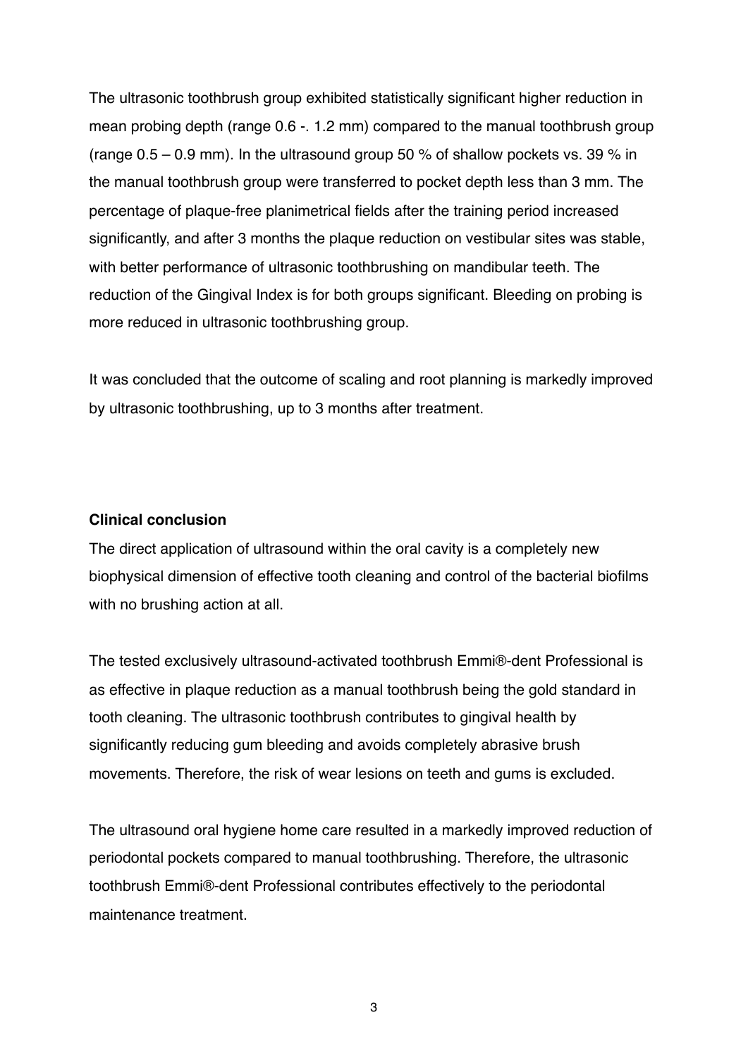The ultrasonic toothbrush group exhibited statistically significant higher reduction in mean probing depth (range 0.6 -. 1.2 mm) compared to the manual toothbrush group (range 0.5 – 0.9 mm). In the ultrasound group 50 % of shallow pockets vs. 39 % in the manual toothbrush group were transferred to pocket depth less than 3 mm. The percentage of plaque-free planimetrical fields after the training period increased significantly, and after 3 months the plaque reduction on vestibular sites was stable, with better performance of ultrasonic toothbrushing on mandibular teeth. The reduction of the Gingival Index is for both groups significant. Bleeding on probing is more reduced in ultrasonic toothbrushing group.

It was concluded that the outcome of scaling and root planning is markedly improved by ultrasonic toothbrushing, up to 3 months after treatment.

**Clinical conclusion**

The direct application of ultrasound within the oral cavity is a completely new biophysical dimension of effective tooth cleaning and control of the bacterial biofilms with no brushing action at all.

The tested exclusively ultrasound-activated toothbrush Emmi®-dent Professional is as effective in plaque reduction as a manual toothbrush being the gold standard in tooth cleaning. The ultrasonic toothbrush contributes to gingival health by significantly reducing gum bleeding and avoids completely abrasive brush movements. Therefore, the risk of wear lesions on teeth and gums is excluded.

The ultrasound oral hygiene home care resulted in a markedly improved reduction of periodontal pockets compared to manual toothbrushing. Therefore, the ultrasonic toothbrush Emmi®-dent Professional contributes effectively to the periodontal maintenance treatment.